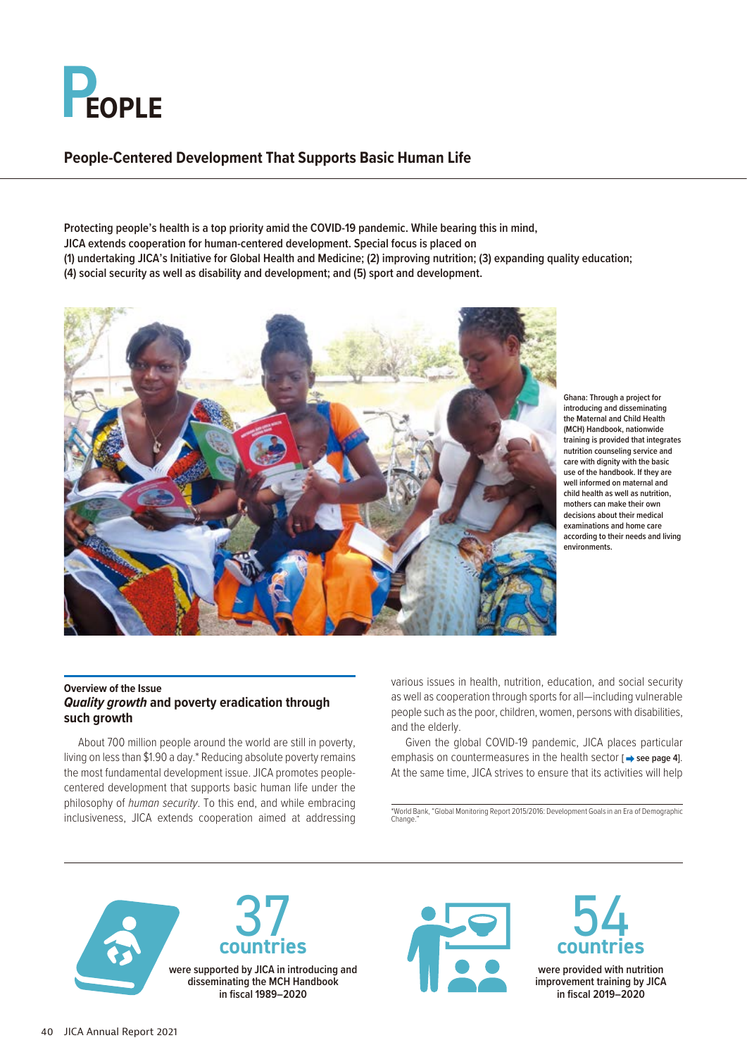# PEOPLE

## People-Centered Development That Supports Basic Human Life

**Protecting people's health is a top priority amid the COVID-19 pandemic. While bearing this in mind, JICA extends cooperation for human-centered development. Special focus is placed on (1) undertaking JICA's Initiative for Global Health and Medicine; (2) improving nutrition; (3) expanding quality education; (4) social security as well as disability and development; and (5) sport and development.**

Ghana: Through a project for introducing and disseminating the Maternal and Child Health (MCH) Handbook, nationwide training is provided that integrates nutrition counseling service and care with dignity with the basic use of the handbook. If they are well informed on maternal and child health as well as nutrition, mothers can make their own decisions about their medical examinations and home care according to their needs and living environments.

### Overview of the Issue

### ***Quality growth*** **and poverty eradication through such growth**

About 700 million people around the world are still in poverty, living on less than $1.90 a day.* Reducing absolute poverty remains the most fundamental development issue. JICA promotes people-centered development that supports basic human life under the philosophy of *human security*. To this end, and while embracing inclusiveness, JICA extends cooperation aimed at addressing various issues in health, nutrition, education, and social security as well as cooperation through sports for all—including vulnerable people such as the poor, children, women, persons with disabilities, and the elderly.

Given the global COVID-19 pandemic, JICA places particular emphasis on countermeasures in the health sector [➡ see page 4]. At the same time, JICA strives to ensure that its activities will help

*World Bank, "Global Monitoring Report 2015/2016: Development Goals in an Era of Demographic Change."

**37 countries**
were supported by JICA in introducing and disseminating the MCH Handbook in fiscal 1989–2020

**54 countries**
were provided with nutrition improvement training by JICA in fiscal 2019–2020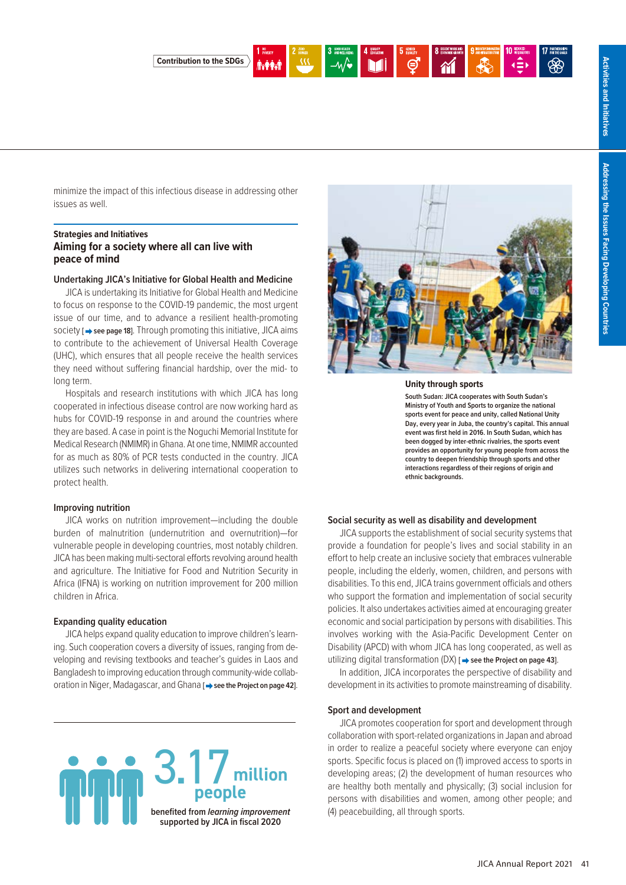Contribution to the SDGs

minimize the impact of this infectious disease in addressing other issues as well.

### Strategies and Initiatives

## Aiming for a society where all can live with peace of mind

### Undertaking JICA's Initiative for Global Health and Medicine

JICA is undertaking its Initiative for Global Health and Medicine to focus on response to the COVID-19 pandemic, the most urgent issue of our time, and to advance a resilient health-promoting society [➡ see page 18]. Through promoting this initiative, JICA aims to contribute to the achievement of Universal Health Coverage (UHC), which ensures that all people receive the health services they need without suffering financial hardship, over the mid- to long term.

Hospitals and research institutions with which JICA has long cooperated in infectious disease control are now working hard as hubs for COVID-19 response in and around the countries where they are based. A case in point is the Noguchi Memorial Institute for Medical Research (NMIMR) in Ghana. At one time, NMIMR accounted for as much as 80% of PCR tests conducted in the country. JICA utilizes such networks in delivering international cooperation to protect health.

### Improving nutrition

JICA works on nutrition improvement—including the double burden of malnutrition (undernutrition and overnutrition)—for vulnerable people in developing countries, most notably children. JICA has been making multi-sectoral efforts revolving around health and agriculture. The Initiative for Food and Nutrition Security in Africa (IFNA) is working on nutrition improvement for 200 million children in Africa.

### Expanding quality education

JICA helps expand quality education to improve children's learning. Such cooperation covers a diversity of issues, ranging from developing and revising textbooks and teacher's guides in Laos and Bangladesh to improving education through community-wide collaboration in Niger, Madagascar, and Ghana [➡ see the Project on page 42].

**3.17 million people**

**benefited from *learning improvement* supported by JICA in fiscal 2020**

**Unity through sports**

**South Sudan: JICA cooperates with South Sudan's Ministry of Youth and Sports to organize the national sports event for peace and unity, called National Unity Day, every year in Juba, the country's capital. This annual event was first held in 2016. In South Sudan, which has been dogged by inter-ethnic rivalries, the sports event provides an opportunity for young people from across the country to deepen friendship through sports and other interactions regardless of their regions of origin and ethnic backgrounds.**

### Social security as well as disability and development

JICA supports the establishment of social security systems that provide a foundation for people's lives and social stability in an effort to help create an inclusive society that embraces vulnerable people, including the elderly, women, children, and persons with disabilities. To this end, JICA trains government officials and others who support the formation and implementation of social security policies. It also undertakes activities aimed at encouraging greater economic and social participation by persons with disabilities. This involves working with the Asia-Pacific Development Center on Disability (APCD) with whom JICA has long cooperated, as well as utilizing digital transformation (DX) [➡ see the Project on page 43].

In addition, JICA incorporates the perspective of disability and development in its activities to promote mainstreaming of disability.

### Sport and development

JICA promotes cooperation for sport and development through collaboration with sport-related organizations in Japan and abroad in order to realize a peaceful society where everyone can enjoy sports. Specific focus is placed on (1) improved access to sports in developing areas; (2) the development of human resources who are healthy both mentally and physically; (3) social inclusion for persons with disabilities and women, among other people; and (4) peacebuilding, all through sports.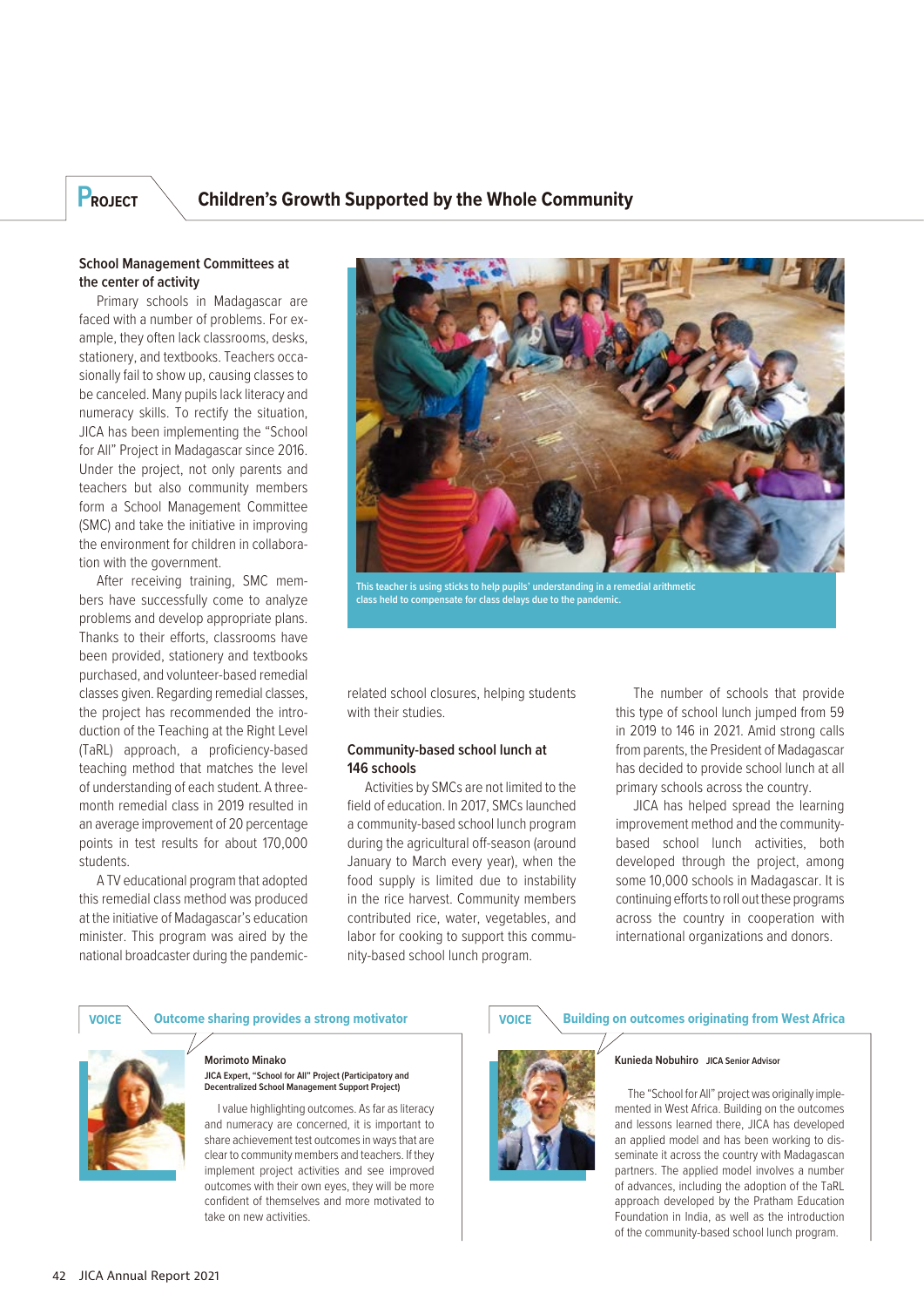PROJECT

# Children's Growth Supported by the Whole Community

## School Management Committees at the center of activity

Primary schools in Madagascar are faced with a number of problems. For example, they often lack classrooms, desks, stationery, and textbooks. Teachers occasionally fail to show up, causing classes to be canceled. Many pupils lack literacy and numeracy skills. To rectify the situation, JICA has been implementing the "School for All" Project in Madagascar since 2016. Under the project, not only parents and teachers but also community members form a School Management Committee (SMC) and take the initiative in improving the environment for children in collaboration with the government.

After receiving training, SMC members have successfully come to analyze problems and develop appropriate plans. Thanks to their efforts, classrooms have been provided, stationery and textbooks purchased, and volunteer-based remedial classes given. Regarding remedial classes, the project has recommended the introduction of the Teaching at the Right Level (TaRL) approach, a proficiency-based teaching method that matches the level of understanding of each student. A three-month remedial class in 2019 resulted in an average improvement of 20 percentage points in test results for about 170,000 students.

A TV educational program that adopted this remedial class method was produced at the initiative of Madagascar's education minister. This program was aired by the national broadcaster during the pandemic-related school closures, helping students with their studies.

This teacher is using sticks to help pupils' understanding in a remedial arithmetic class held to compensate for class delays due to the pandemic.

## Community-based school lunch at 146 schools

Activities by SMCs are not limited to the field of education. In 2017, SMCs launched a community-based school lunch program during the agricultural off-season (around January to March every year), when the food supply is limited due to instability in the rice harvest. Community members contributed rice, water, vegetables, and labor for cooking to support this community-based school lunch program.

The number of schools that provide this type of school lunch jumped from 59 in 2019 to 146 in 2021. Amid strong calls from parents, the President of Madagascar has decided to provide school lunch at all primary schools across the country.

JICA has helped spread the learning improvement method and the community-based school lunch activities, both developed through the project, among some 10,000 schools in Madagascar. It is continuing efforts to roll out these programs across the country in cooperation with international organizations and donors.

### VOICE — Outcome sharing provides a strong motivator

**Morimoto Minako**
**JICA Expert, "School for All" Project (Participatory and Decentralized School Management Support Project)**

I value highlighting outcomes. As far as literacy and numeracy are concerned, it is important to share achievement test outcomes in ways that are clear to community members and teachers. If they implement project activities and see improved outcomes with their own eyes, they will be more confident of themselves and more motivated to take on new activities.

### VOICE — Building on outcomes originating from West Africa

**Kunieda Nobuhiro** **JICA Senior Advisor**

The "School for All" project was originally implemented in West Africa. Building on the outcomes and lessons learned there, JICA has developed an applied model and has been working to disseminate it across the country with Madagascan partners. The applied model involves a number of advances, including the adoption of the TaRL approach developed by the Pratham Education Foundation in India, as well as the introduction of the community-based school lunch program.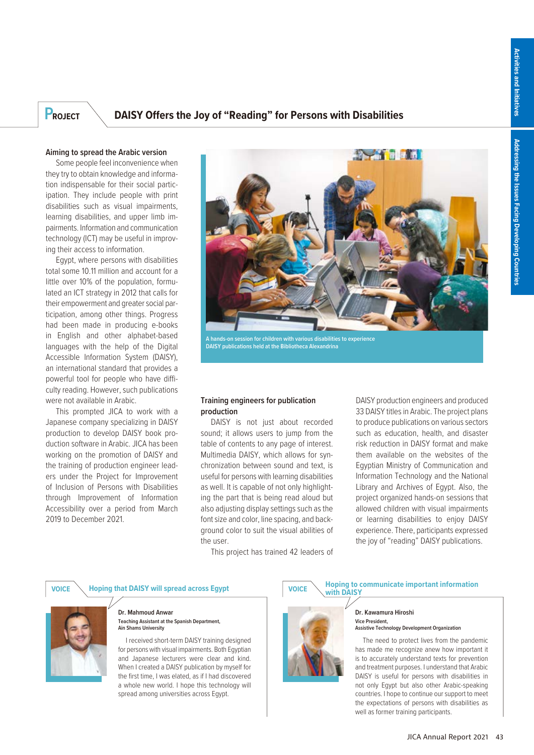## PROJECT DAISY Offers the Joy of "Reading" for Persons with Disabilities

### Aiming to spread the Arabic version

Some people feel inconvenience when they try to obtain knowledge and information indispensable for their social participation. They include people with print disabilities such as visual impairments, learning disabilities, and upper limb impairments. Information and communication technology (ICT) may be useful in improving their access to information.

Egypt, where persons with disabilities total some 10.11 million and account for a little over 10% of the population, formulated an ICT strategy in 2012 that calls for their empowerment and greater social participation, among other things. Progress had been made in producing e-books in English and other alphabet-based languages with the help of the Digital Accessible Information System (DAISY), an international standard that provides a powerful tool for people who have difficulty reading. However, such publications were not available in Arabic.

This prompted JICA to work with a Japanese company specializing in DAISY production to develop DAISY book production software in Arabic. JICA has been working on the promotion of DAISY and the training of production engineer leaders under the Project for Improvement of Inclusion of Persons with Disabilities through Improvement of Information Accessibility over a period from March 2019 to December 2021.

A hands-on session for children with various disabilities to experience DAISY publications held at the Bibliotheca Alexandrina

### Training engineers for publication production

DAISY is not just about recorded sound; it allows users to jump from the table of contents to any page of interest. Multimedia DAISY, which allows for synchronization between sound and text, is useful for persons with learning disabilities as well. It is capable of not only highlighting the part that is being read aloud but also adjusting display settings such as the font size and color, line spacing, and background color to suit the visual abilities of the user.

This project has trained 42 leaders of DAISY production engineers and produced 33 DAISY titles in Arabic. The project plans to produce publications on various sectors such as education, health, and disaster risk reduction in DAISY format and make them available on the websites of the Egyptian Ministry of Communication and Information Technology and the National Library and Archives of Egypt. Also, the project organized hands-on sessions that allowed children with visual impairments or learning disabilities to enjoy DAISY experience. There, participants expressed the joy of "reading" DAISY publications.

### VOICE: Hoping that DAISY will spread across Egypt

**Dr. Mahmoud Anwar**
Teaching Assistant at the Spanish Department, Ain Shams University

I received short-term DAISY training designed for persons with visual impairments. Both Egyptian and Japanese lecturers were clear and kind. When I created a DAISY publication by myself for the first time, I was elated, as if I had discovered a whole new world. I hope this technology will spread among universities across Egypt.

### VOICE: Hoping to communicate important information with DAISY

**Dr. Kawamura Hiroshi**
Vice President, Assistive Technology Development Organization

The need to protect lives from the pandemic has made me recognize anew how important it is to accurately understand texts for prevention and treatment purposes. I understand that Arabic DAISY is useful for persons with disabilities in not only Egypt but also other Arabic-speaking countries. I hope to continue our support to meet the expectations of persons with disabilities as well as former training participants.